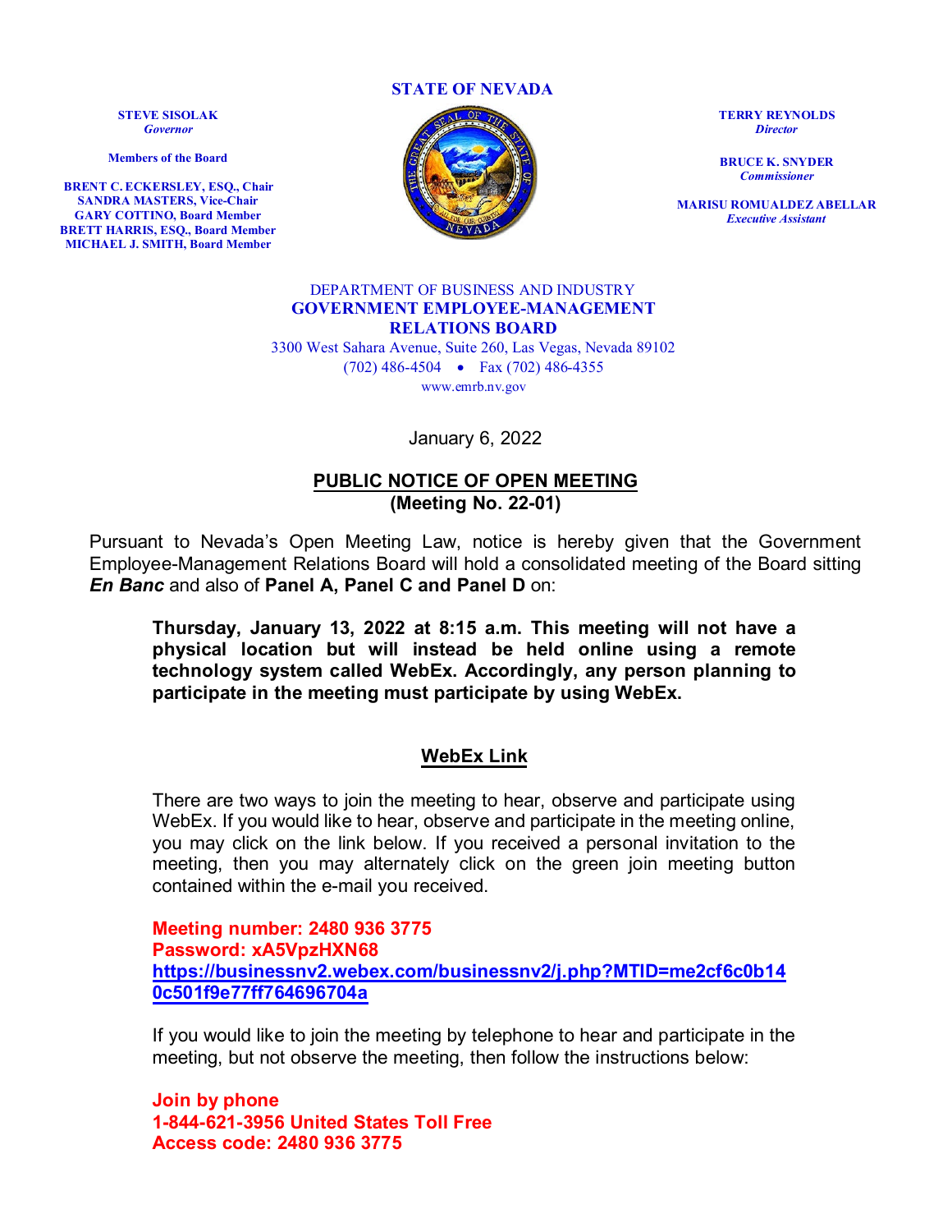**STATE OF NEVADA**

**STEVE SISOLAK**
*Governor*

**Members of the Board**

**BRENT C. ECKERSLEY, ESQ., Chair**
**SANDRA MASTERS, Vice-Chair**
**GARY COTTINO, Board Member**
**BRETT HARRIS, ESQ., Board Member**
**MICHAEL J. SMITH, Board Member**

**TERRY REYNOLDS**
*Director*

**BRUCE K. SNYDER**
*Commissioner*

**MARISU ROMUALDEZ ABELLAR**
*Executive Assistant*

DEPARTMENT OF BUSINESS AND INDUSTRY
**GOVERNMENT EMPLOYEE-MANAGEMENT RELATIONS BOARD**
3300 West Sahara Avenue, Suite 260, Las Vegas, Nevada 89102
(702) 486-4504 • Fax (702) 486-4355
www.emrb.nv.gov

January 6, 2022

# PUBLIC NOTICE OF OPEN MEETING
## (Meeting No. 22-01)

Pursuant to Nevada's Open Meeting Law, notice is hereby given that the Government Employee-Management Relations Board will hold a consolidated meeting of the Board sitting ***En Banc*** and also of **Panel A, Panel C and Panel D** on:

**Thursday, January 13, 2022 at 8:15 a.m. This meeting will not have a physical location but will instead be held online using a remote technology system called WebEx. Accordingly, any person planning to participate in the meeting must participate by using WebEx.**

## WebEx Link

There are two ways to join the meeting to hear, observe and participate using WebEx. If you would like to hear, observe and participate in the meeting online, you may click on the link below. If you received a personal invitation to the meeting, then you may alternately click on the green join meeting button contained within the e-mail you received.

**Meeting number: 2480 936 3775**
**Password: xA5VpzHXN68**
**https://businessnv2.webex.com/businessnv2/j.php?MTID=me2cf6c0b140c501f9e77ff764696704a**

If you would like to join the meeting by telephone to hear and participate in the meeting, but not observe the meeting, then follow the instructions below:

**Join by phone**
**1-844-621-3956 United States Toll Free**
**Access code: 2480 936 3775**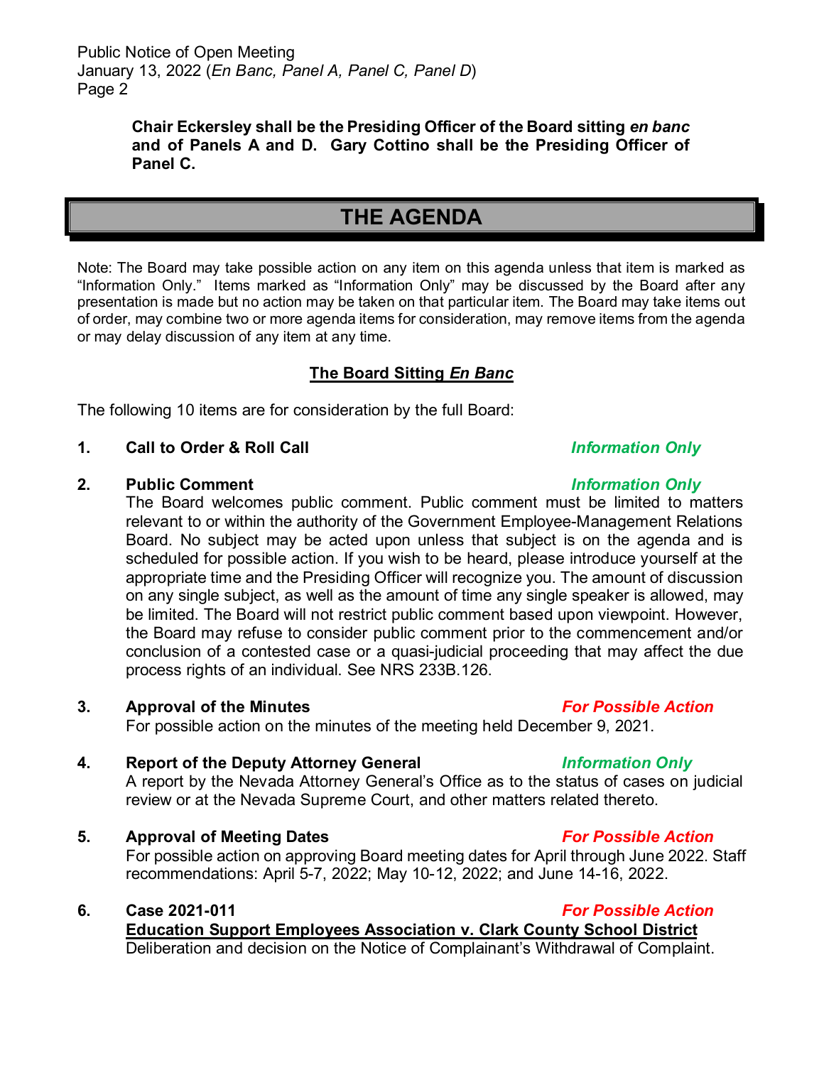**Chair Eckersley shall be the Presiding Officer of the Board sitting *en banc* and of Panels A and D. Gary Cottino shall be the Presiding Officer of Panel C.**

# THE AGENDA

Note: The Board may take possible action on any item on this agenda unless that item is marked as "Information Only." Items marked as "Information Only" may be discussed by the Board after any presentation is made but no action may be taken on that particular item. The Board may take items out of order, may combine two or more agenda items for consideration, may remove items from the agenda or may delay discussion of any item at any time.

## The Board Sitting *En Banc*

The following 10 items are for consideration by the full Board:

**1. Call to Order & Roll Call** — ***Information Only***

**2. Public Comment** — ***Information Only***

The Board welcomes public comment. Public comment must be limited to matters relevant to or within the authority of the Government Employee-Management Relations Board. No subject may be acted upon unless that subject is on the agenda and is scheduled for possible action. If you wish to be heard, please introduce yourself at the appropriate time and the Presiding Officer will recognize you. The amount of discussion on any single subject, as well as the amount of time any single speaker is allowed, may be limited. The Board will not restrict public comment based upon viewpoint. However, the Board may refuse to consider public comment prior to the commencement and/or conclusion of a contested case or a quasi-judicial proceeding that may affect the due process rights of an individual. See NRS 233B.126.

**3. Approval of the Minutes** — ***For Possible Action***

For possible action on the minutes of the meeting held December 9, 2021.

**4. Report of the Deputy Attorney General** — ***Information Only***

A report by the Nevada Attorney General's Office as to the status of cases on judicial review or at the Nevada Supreme Court, and other matters related thereto.

**5. Approval of Meeting Dates** — ***For Possible Action***

For possible action on approving Board meeting dates for April through June 2022. Staff recommendations: April 5-7, 2022; May 10-12, 2022; and June 14-16, 2022.

**6. Case 2021-011** — ***For Possible Action***

**Education Support Employees Association v. Clark County School District**

Deliberation and decision on the Notice of Complainant's Withdrawal of Complaint.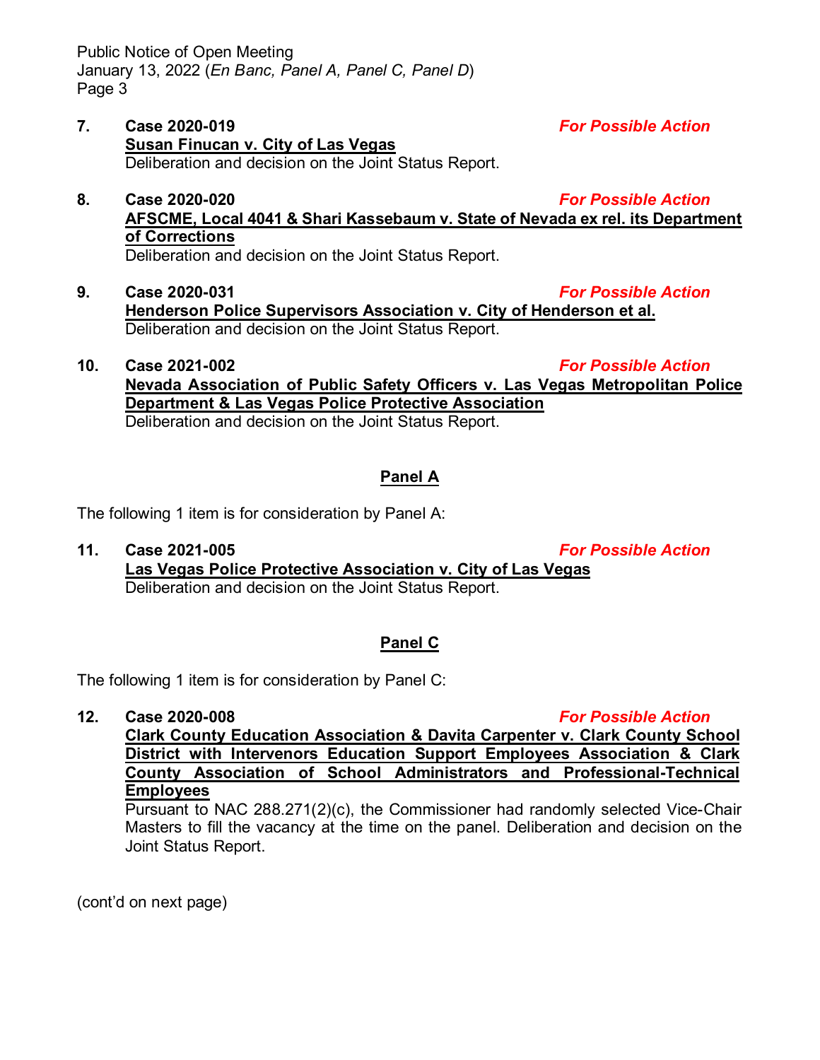7. **Case 2020-019** ***For Possible Action***
**Susan Finucan v. City of Las Vegas**
Deliberation and decision on the Joint Status Report.

8. **Case 2020-020** ***For Possible Action***
**AFSCME, Local 4041 & Shari Kassebaum v. State of Nevada ex rel. its Department of Corrections**
Deliberation and decision on the Joint Status Report.

9. **Case 2020-031** ***For Possible Action***
**Henderson Police Supervisors Association v. City of Henderson et al.**
Deliberation and decision on the Joint Status Report.

10. **Case 2021-002** ***For Possible Action***
**Nevada Association of Public Safety Officers v. Las Vegas Metropolitan Police Department & Las Vegas Police Protective Association**
Deliberation and decision on the Joint Status Report.

## Panel A

The following 1 item is for consideration by Panel A:

11. **Case 2021-005** ***For Possible Action***
**Las Vegas Police Protective Association v. City of Las Vegas**
Deliberation and decision on the Joint Status Report.

## Panel C

The following 1 item is for consideration by Panel C:

12. **Case 2020-008** ***For Possible Action***
**Clark County Education Association & Davita Carpenter v. Clark County School District with Intervenors Education Support Employees Association & Clark County Association of School Administrators and Professional-Technical Employees**
Pursuant to NAC 288.271(2)(c), the Commissioner had randomly selected Vice-Chair Masters to fill the vacancy at the time on the panel. Deliberation and decision on the Joint Status Report.

(cont'd on next page)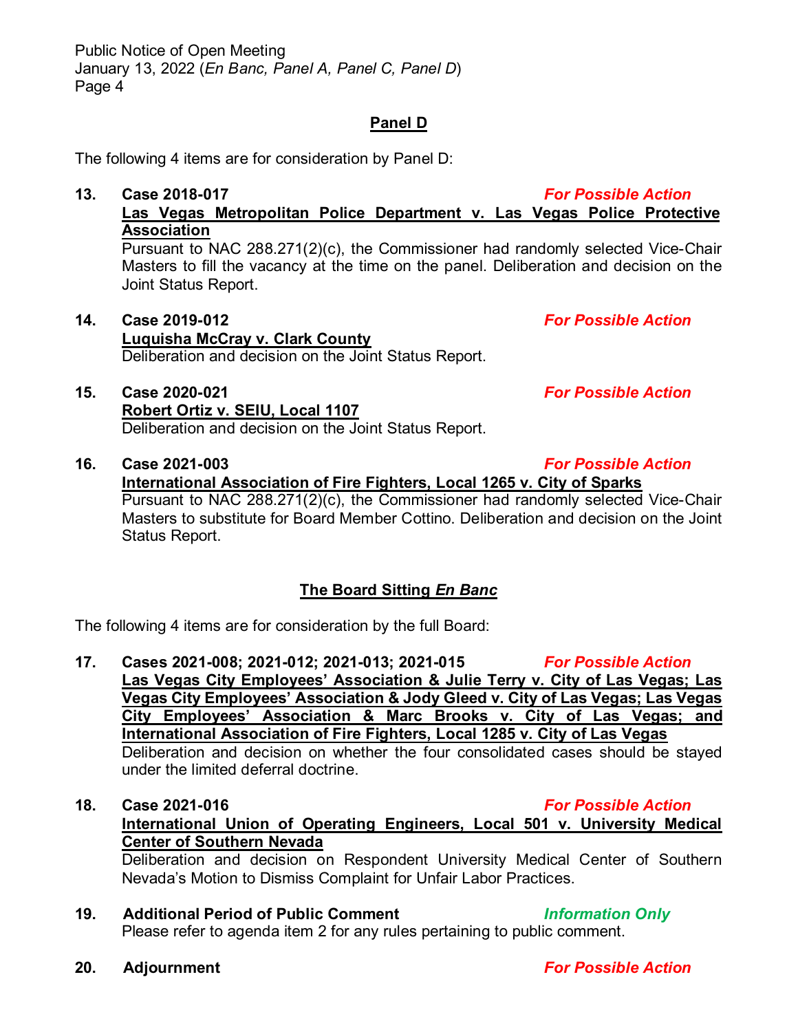## Panel D

The following 4 items are for consideration by Panel D:

**13. Case 2018-017** *For Possible Action*

**Las Vegas Metropolitan Police Department v. Las Vegas Police Protective Association**

Pursuant to NAC 288.271(2)(c), the Commissioner had randomly selected Vice-Chair Masters to fill the vacancy at the time on the panel. Deliberation and decision on the Joint Status Report.

**14. Case 2019-012** *For Possible Action*

**Luquisha McCray v. Clark County**

Deliberation and decision on the Joint Status Report.

**15. Case 2020-021** *For Possible Action*

**Robert Ortiz v. SEIU, Local 1107**

Deliberation and decision on the Joint Status Report.

**16. Case 2021-003** *For Possible Action*

**International Association of Fire Fighters, Local 1265 v. City of Sparks**

Pursuant to NAC 288.271(2)(c), the Commissioner had randomly selected Vice-Chair Masters to substitute for Board Member Cottino. Deliberation and decision on the Joint Status Report.

## The Board Sitting *En Banc*

The following 4 items are for consideration by the full Board:

**17. Cases 2021-008; 2021-012; 2021-013; 2021-015** *For Possible Action*

**Las Vegas City Employees' Association & Julie Terry v. City of Las Vegas; Las Vegas City Employees' Association & Jody Gleed v. City of Las Vegas; Las Vegas City Employees' Association & Marc Brooks v. City of Las Vegas; and International Association of Fire Fighters, Local 1285 v. City of Las Vegas**

Deliberation and decision on whether the four consolidated cases should be stayed under the limited deferral doctrine.

**18. Case 2021-016** *For Possible Action*

**International Union of Operating Engineers, Local 501 v. University Medical Center of Southern Nevada**

Deliberation and decision on Respondent University Medical Center of Southern Nevada's Motion to Dismiss Complaint for Unfair Labor Practices.

**19. Additional Period of Public Comment** *Information Only*

Please refer to agenda item 2 for any rules pertaining to public comment.

**20. Adjournment** *For Possible Action*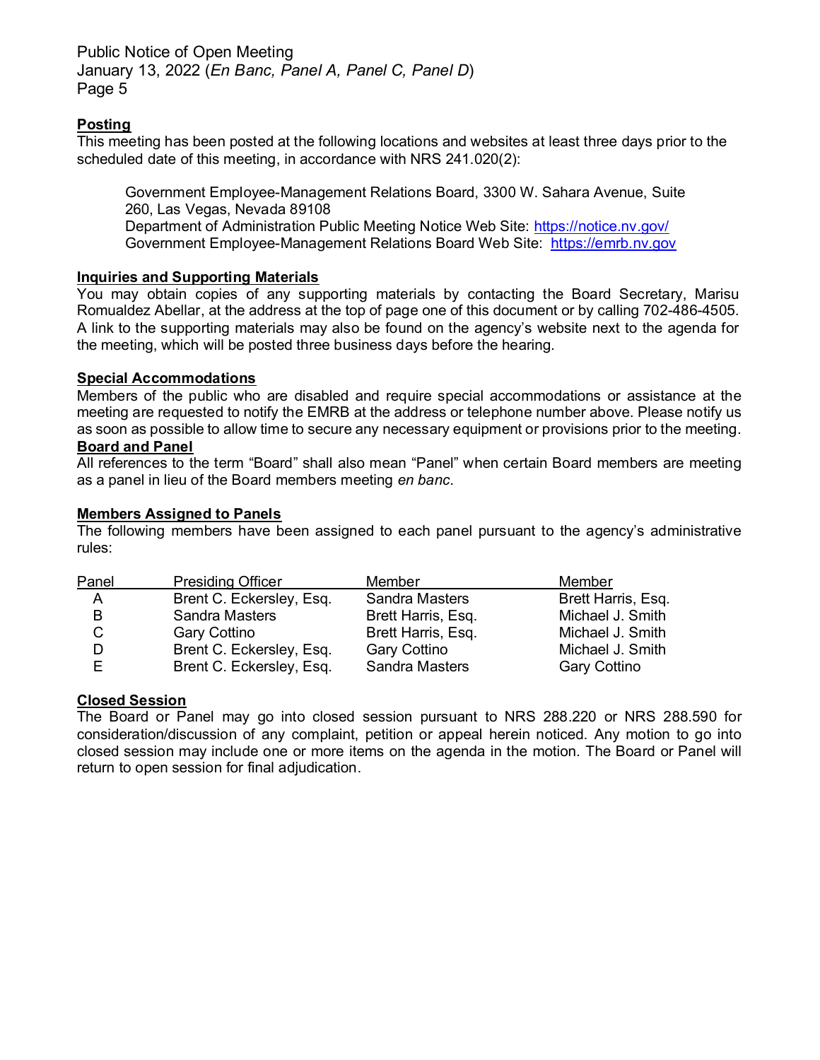## Posting

This meeting has been posted at the following locations and websites at least three days prior to the scheduled date of this meeting, in accordance with NRS 241.020(2):

Government Employee-Management Relations Board, 3300 W. Sahara Avenue, Suite 260, Las Vegas, Nevada 89108
Department of Administration Public Meeting Notice Web Site: https://notice.nv.gov/
Government Employee-Management Relations Board Web Site: https://emrb.nv.gov

## Inquiries and Supporting Materials

You may obtain copies of any supporting materials by contacting the Board Secretary, Marisu Romualdez Abellar, at the address at the top of page one of this document or by calling 702-486-4505. A link to the supporting materials may also be found on the agency's website next to the agenda for the meeting, which will be posted three business days before the hearing.

## Special Accommodations

Members of the public who are disabled and require special accommodations or assistance at the meeting are requested to notify the EMRB at the address or telephone number above. Please notify us as soon as possible to allow time to secure any necessary equipment or provisions prior to the meeting.

## Board and Panel

All references to the term "Board" shall also mean "Panel" when certain Board members are meeting as a panel in lieu of the Board members meeting *en banc*.

## Members Assigned to Panels

The following members have been assigned to each panel pursuant to the agency's administrative rules:

| Panel | Presiding Officer | Member | Member |
|---|---|---|---|
| A | Brent C. Eckersley, Esq. | Sandra Masters | Brett Harris, Esq. |
| B | Sandra Masters | Brett Harris, Esq. | Michael J. Smith |
| C | Gary Cottino | Brett Harris, Esq. | Michael J. Smith |
| D | Brent C. Eckersley, Esq. | Gary Cottino | Michael J. Smith |
| E | Brent C. Eckersley, Esq. | Sandra Masters | Gary Cottino |

## Closed Session

The Board or Panel may go into closed session pursuant to NRS 288.220 or NRS 288.590 for consideration/discussion of any complaint, petition or appeal herein noticed. Any motion to go into closed session may include one or more items on the agenda in the motion. The Board or Panel will return to open session for final adjudication.